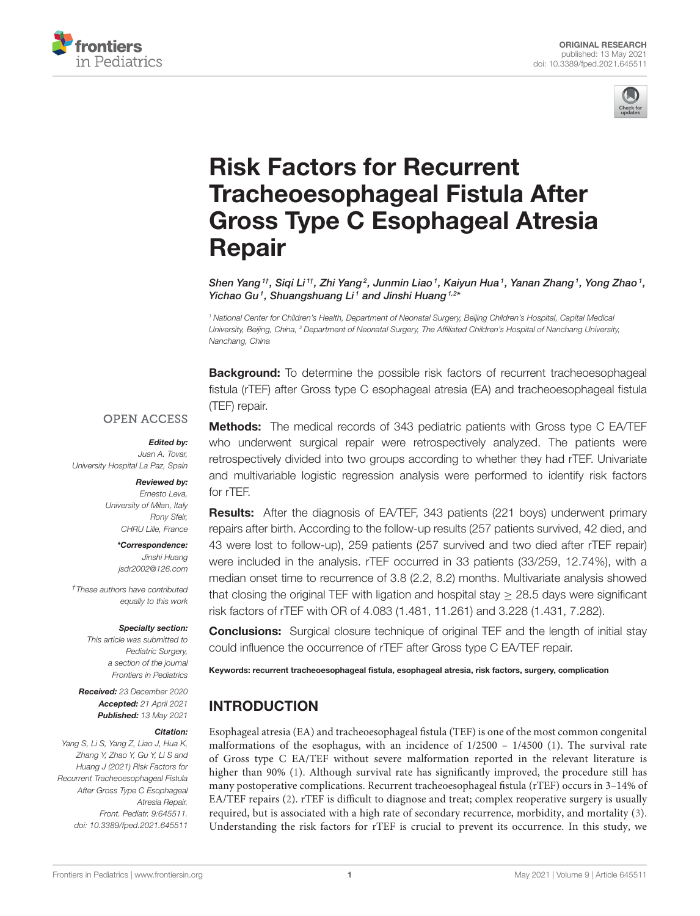ORIGINAL RESEARCH
published: 13 May 2021
doi: 10.3389/fped.2021.645511

# Risk Factors for Recurrent Tracheoesophageal Fistula After Gross Type C Esophageal Atresia Repair

*Shen Yang[1†], Siqi Li[1†], Zhi Yang[2], Junmin Liao[1], Kaiyun Hua[1], Yanan Zhang[1], Yong Zhao[1], Yichao Gu[1], Shuangshuang Li[1] and Jinshi Huang[1,2*]*

[1] National Center for Children's Health, Department of Neonatal Surgery, Beijing Children's Hospital, Capital Medical University, Beijing, China, [2] Department of Neonatal Surgery, The Affiliated Children's Hospital of Nanchang University, Nanchang, China

OPEN ACCESS

***Edited by:***
Juan A. Tovar,
University Hospital La Paz, Spain

***Reviewed by:***
Ernesto Leva,
University of Milan, Italy
Rony Sfeir,
CHRU Lille, France

***\*Correspondence:***
Jinshi Huang
jsdr2002@126.com

†These authors have contributed equally to this work

**Specialty section:**
This article was submitted to Pediatric Surgery,
a section of the journal
Frontiers in Pediatrics

**Received:** 23 December 2020
**Accepted:** 21 April 2021
**Published:** 13 May 2021

**Citation:**
Yang S, Li S, Yang Z, Liao J, Hua K, Zhang Y, Zhao Y, Gu Y, Li S and Huang J (2021) Risk Factors for Recurrent Tracheoesophageal Fistula After Gross Type C Esophageal Atresia Repair.
Front. Pediatr. 9:645511.
doi: 10.3389/fped.2021.645511

**Background:** To determine the possible risk factors of recurrent tracheoesophageal fistula (rTEF) after Gross type C esophageal atresia (EA) and tracheoesophageal fistula (TEF) repair.

**Methods:** The medical records of 343 pediatric patients with Gross type C EA/TEF who underwent surgical repair were retrospectively analyzed. The patients were retrospectively divided into two groups according to whether they had rTEF. Univariate and multivariable logistic regression analysis were performed to identify risk factors for rTEF.

**Results:** After the diagnosis of EA/TEF, 343 patients (221 boys) underwent primary repairs after birth. According to the follow-up results (257 patients survived, 42 died, and 43 were lost to follow-up), 259 patients (257 survived and two died after rTEF repair) were included in the analysis. rTEF occurred in 33 patients (33/259, 12.74%), with a median onset time to recurrence of 3.8 (2.2, 8.2) months. Multivariate analysis showed that closing the original TEF with ligation and hospital stay $\geq$ 28.5 days were significant risk factors of rTEF with OR of 4.083 (1.481, 11.261) and 3.228 (1.431, 7.282).

**Conclusions:** Surgical closure technique of original TEF and the length of initial stay could influence the occurrence of rTEF after Gross type C EA/TEF repair.

**Keywords: recurrent tracheoesophageal fistula, esophageal atresia, risk factors, surgery, complication**

## INTRODUCTION

Esophageal atresia (EA) and tracheoesophageal fistula (TEF) is one of the most common congenital malformations of the esophagus, with an incidence of 1/2500 – 1/4500 (1). The survival rate of Gross type C EA/TEF without severe malformation reported in the relevant literature is higher than 90% (1). Although survival rate has significantly improved, the procedure still has many postoperative complications. Recurrent tracheoesophageal fistula (rTEF) occurs in 3–14% of EA/TEF repairs (2). rTEF is difficult to diagnose and treat; complex reoperative surgery is usually required, but is associated with a high rate of secondary recurrence, morbidity, and mortality (3). Understanding the risk factors for rTEF is crucial to prevent its occurrence. In this study, we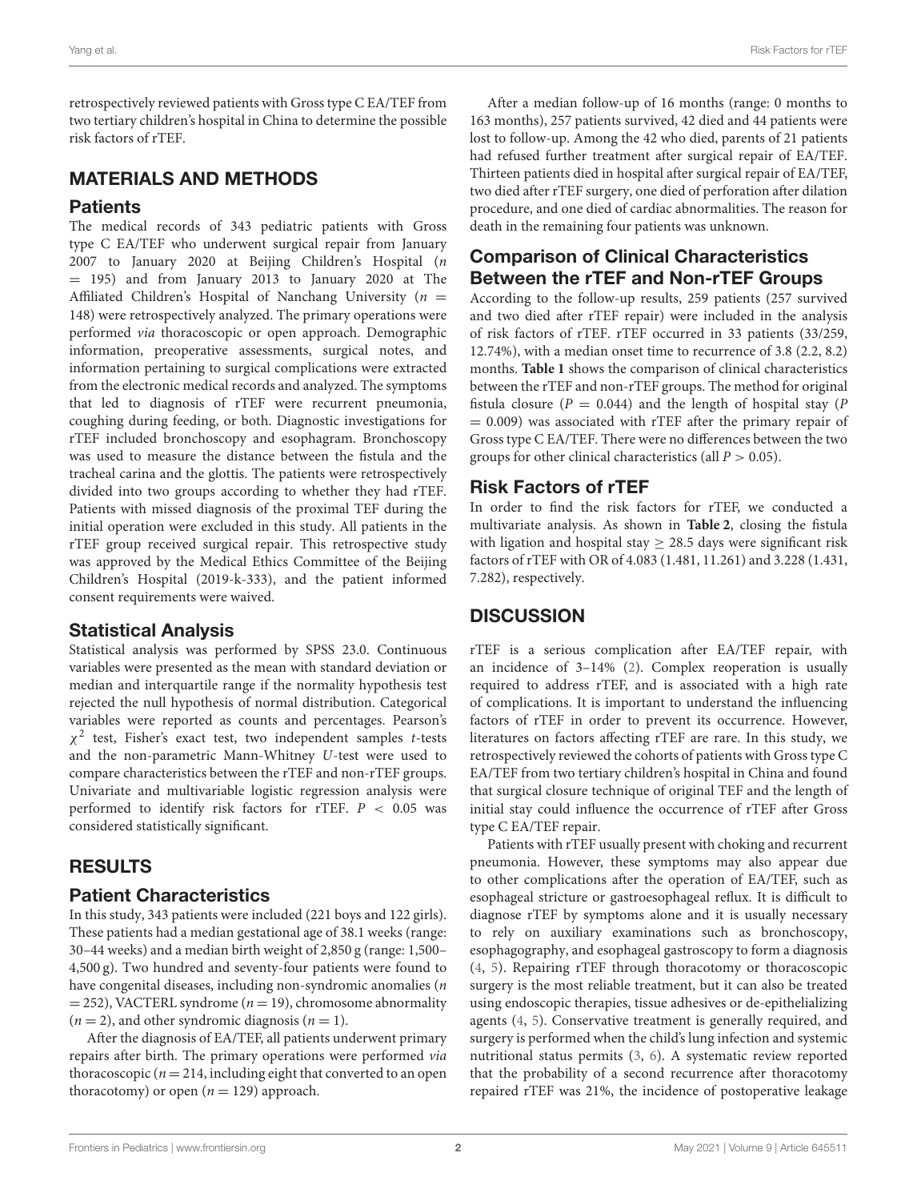retrospectively reviewed patients with Gross type C EA/TEF from two tertiary children's hospital in China to determine the possible risk factors of rTEF.

## MATERIALS AND METHODS

### Patients

The medical records of 343 pediatric patients with Gross type C EA/TEF who underwent surgical repair from January 2007 to January 2020 at Beijing Children's Hospital ($n = 195$) and from January 2013 to January 2020 at The Affiliated Children's Hospital of Nanchang University ($n = 148$) were retrospectively analyzed. The primary operations were performed *via* thoracoscopic or open approach. Demographic information, preoperative assessments, surgical notes, and information pertaining to surgical complications were extracted from the electronic medical records and analyzed. The symptoms that led to diagnosis of rTEF were recurrent pneumonia, coughing during feeding, or both. Diagnostic investigations for rTEF included bronchoscopy and esophagram. Bronchoscopy was used to measure the distance between the fistula and the tracheal carina and the glottis. The patients were retrospectively divided into two groups according to whether they had rTEF. Patients with missed diagnosis of the proximal TEF during the initial operation were excluded in this study. All patients in the rTEF group received surgical repair. This retrospective study was approved by the Medical Ethics Committee of the Beijing Children's Hospital (2019-k-333), and the patient informed consent requirements were waived.

### Statistical Analysis

Statistical analysis was performed by SPSS 23.0. Continuous variables were presented as the mean with standard deviation or median and interquartile range if the normality hypothesis test rejected the null hypothesis of normal distribution. Categorical variables were reported as counts and percentages. Pearson's $\chi^2$ test, Fisher's exact test, two independent samples *t*-tests and the non-parametric Mann-Whitney *U*-test were used to compare characteristics between the rTEF and non-rTEF groups. Univariate and multivariable logistic regression analysis were performed to identify risk factors for rTEF. $P < 0.05$ was considered statistically significant.

## RESULTS

### Patient Characteristics

In this study, 343 patients were included (221 boys and 122 girls). These patients had a median gestational age of 38.1 weeks (range: 30–44 weeks) and a median birth weight of 2,850 g (range: 1,500–4,500 g). Two hundred and seventy-four patients were found to have congenital diseases, including non-syndromic anomalies ($n = 252$), VACTERL syndrome ($n = 19$), chromosome abnormality ($n = 2$), and other syndromic diagnosis ($n = 1$).

After the diagnosis of EA/TEF, all patients underwent primary repairs after birth. The primary operations were performed *via* thoracoscopic ($n = 214$, including eight that converted to an open thoracotomy) or open ($n = 129$) approach.

After a median follow-up of 16 months (range: 0 months to 163 months), 257 patients survived, 42 died and 44 patients were lost to follow-up. Among the 42 who died, parents of 21 patients had refused further treatment after surgical repair of EA/TEF. Thirteen patients died in hospital after surgical repair of EA/TEF, two died after rTEF surgery, one died of perforation after dilation procedure, and one died of cardiac abnormalities. The reason for death in the remaining four patients was unknown.

### Comparison of Clinical Characteristics Between the rTEF and Non-rTEF Groups

According to the follow-up results, 259 patients (257 survived and two died after rTEF repair) were included in the analysis of risk factors of rTEF. rTEF occurred in 33 patients (33/259, 12.74%), with a median onset time to recurrence of 3.8 (2.2, 8.2) months. **Table 1** shows the comparison of clinical characteristics between the rTEF and non-rTEF groups. The method for original fistula closure ($P = 0.044$) and the length of hospital stay ($P = 0.009$) was associated with rTEF after the primary repair of Gross type C EA/TEF. There were no differences between the two groups for other clinical characteristics (all $P > 0.05$).

### Risk Factors of rTEF

In order to find the risk factors for rTEF, we conducted a multivariate analysis. As shown in **Table 2**, closing the fistula with ligation and hospital stay $\geq$ 28.5 days were significant risk factors of rTEF with OR of 4.083 (1.481, 11.261) and 3.228 (1.431, 7.282), respectively.

## DISCUSSION

rTEF is a serious complication after EA/TEF repair, with an incidence of 3–14% (2). Complex reoperation is usually required to address rTEF, and is associated with a high rate of complications. It is important to understand the influencing factors of rTEF in order to prevent its occurrence. However, literatures on factors affecting rTEF are rare. In this study, we retrospectively reviewed the cohorts of patients with Gross type C EA/TEF from two tertiary children's hospital in China and found that surgical closure technique of original TEF and the length of initial stay could influence the occurrence of rTEF after Gross type C EA/TEF repair.

Patients with rTEF usually present with choking and recurrent pneumonia. However, these symptoms may also appear due to other complications after the operation of EA/TEF, such as esophageal stricture or gastroesophageal reflux. It is difficult to diagnose rTEF by symptoms alone and it is usually necessary to rely on auxiliary examinations such as bronchoscopy, esophagography, and esophageal gastroscopy to form a diagnosis (4, 5). Repairing rTEF through thoracotomy or thoracoscopic surgery is the most reliable treatment, but it can also be treated using endoscopic therapies, tissue adhesives or de-epithelializing agents (4, 5). Conservative treatment is generally required, and surgery is performed when the child's lung infection and systemic nutritional status permits (3, 6). A systematic review reported that the probability of a second recurrence after thoracotomy repaired rTEF was 21%, the incidence of postoperative leakage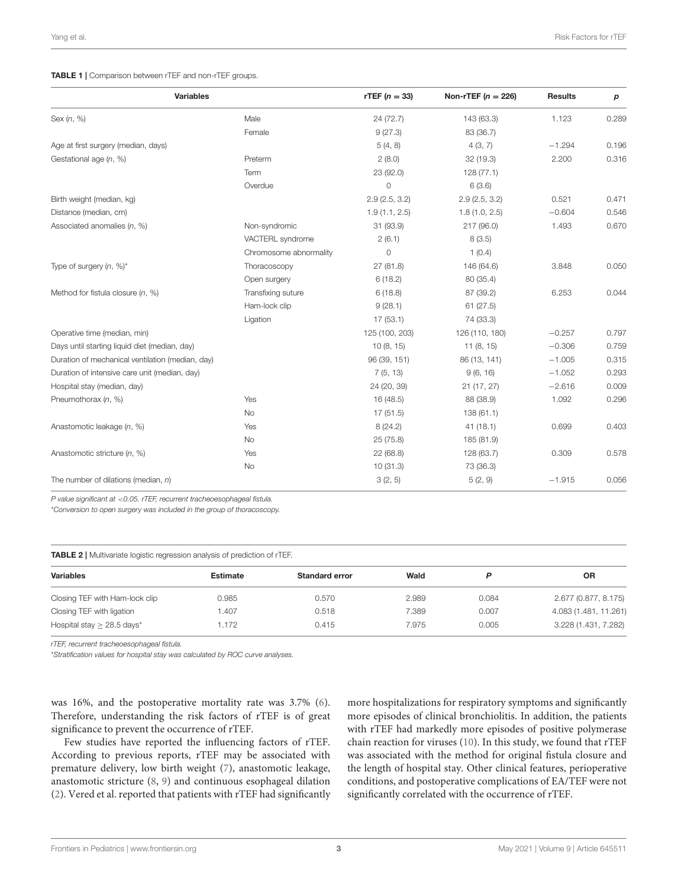**TABLE 1** | Comparison between rTEF and non-rTEF groups.

| Variables | | rTEF ($n = 33$) | Non-rTEF ($n = 226$) | Results | *p* |
|---|---|---|---|---|---|
| Sex (*n*, %) | Male | 24 (72.7) | 143 (63.3) | 1.123 | 0.289 |
| | Female | 9 (27.3) | 83 (36.7) | | |
| Age at first surgery (median, days) | | 5 (4, 8) | 4 (3, 7) | −1.294 | 0.196 |
| Gestational age (*n*, %) | Preterm | 2 (8.0) | 32 (19.3) | 2.200 | 0.316 |
| | Term | 23 (92.0) | 128 (77.1) | | |
| | Overdue | 0 | 6 (3.6) | | |
| Birth weight (median, kg) | | 2.9 (2.5, 3.2) | 2.9 (2.5, 3.2) | 0.521 | 0.471 |
| Distance (median, cm) | | 1.9 (1.1, 2.5) | 1.8 (1.0, 2.5) | −0.604 | 0.546 |
| Associated anomalies (*n*, %) | Non-syndromic | 31 (93.9) | 217 (96.0) | 1.493 | 0.670 |
| | VACTERL syndrome | 2 (6.1) | 8 (3.5) | | |
| | Chromosome abnormality | 0 | 1 (0.4) | | |
| Type of surgery (*n*, %)* | Thoracoscopy | 27 (81.8) | 146 (64.6) | 3.848 | 0.050 |
| | Open surgery | 6 (18.2) | 80 (35.4) | | |
| Method for fistula closure (*n*, %) | Transfixing suture | 6 (18.8) | 87 (39.2) | 6.253 | 0.044 |
| | Ham-lock clip | 9 (28.1) | 61 (27.5) | | |
| | Ligation | 17 (53.1) | 74 (33.3) | | |
| Operative time (median, min) | | 125 (100, 203) | 126 (110, 180) | −0.257 | 0.797 |
| Days until starting liquid diet (median, day) | | 10 (8, 15) | 11 (8, 15) | −0.306 | 0.759 |
| Duration of mechanical ventilation (median, day) | | 96 (39, 151) | 86 (13, 141) | −1.005 | 0.315 |
| Duration of intensive care unit (median, day) | | 7 (5, 13) | 9 (6, 16) | −1.052 | 0.293 |
| Hospital stay (median, day) | | 24 (20, 39) | 21 (17, 27) | −2.616 | 0.009 |
| Pneumothorax (*n*, %) | Yes | 16 (48.5) | 88 (38.9) | 1.092 | 0.296 |
| | No | 17 (51.5) | 138 (61.1) | | |
| Anastomotic leakage (*n*, %) | Yes | 8 (24.2) | 41 (18.1) | 0.699 | 0.403 |
| | No | 25 (75.8) | 185 (81.9) | | |
| Anastomotic stricture (*n*, %) | Yes | 22 (68.8) | 128 (63.7) | 0.309 | 0.578 |
| | No | 10 (31.3) | 73 (36.3) | | |
| The number of dilations (median, *n*) | | 3 (2, 5) | 5 (2, 9) | −1.915 | 0.056 |

*P value significant at <0.05. rTEF, recurrent tracheoesophageal fistula.*

*\*Conversion to open surgery was included in the group of thoracoscopy.*

**TABLE 2** | Multivariate logistic regression analysis of prediction of rTEF.

| Variables | Estimate | Standard error | Wald | *P* | OR |
|---|---|---|---|---|---|
| Closing TEF with Ham-lock clip | 0.985 | 0.570 | 2.989 | 0.084 | 2.677 (0.877, 8.175) |
| Closing TEF with ligation | 1.407 | 0.518 | 7.389 | 0.007 | 4.083 (1.481, 11.261) |
| Hospital stay ≥ 28.5 days* | 1.172 | 0.415 | 7.975 | 0.005 | 3.228 (1.431, 7.282) |

*rTEF, recurrent tracheoesophageal fistula.*

*\*Stratification values for hospital stay was calculated by ROC curve analyses.*

was 16%, and the postoperative mortality rate was 3.7% (6). Therefore, understanding the risk factors of rTEF is of great significance to prevent the occurrence of rTEF.

Few studies have reported the influencing factors of rTEF. According to previous reports, rTEF may be associated with premature delivery, low birth weight (7), anastomotic leakage, anastomotic stricture (8, 9) and continuous esophageal dilation (2). Vered et al. reported that patients with rTEF had significantly more hospitalizations for respiratory symptoms and significantly more episodes of clinical bronchiolitis. In addition, the patients with rTEF had markedly more episodes of positive polymerase chain reaction for viruses (10). In this study, we found that rTEF was associated with the method for original fistula closure and the length of hospital stay. Other clinical features, perioperative conditions, and postoperative complications of EA/TEF were not significantly correlated with the occurrence of rTEF.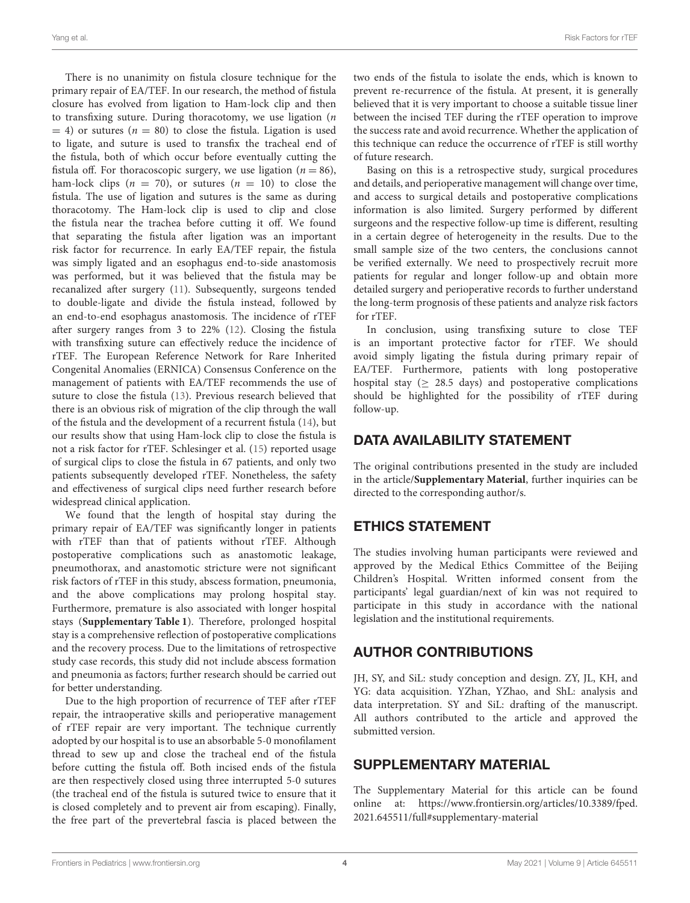There is no unanimity on fistula closure technique for the primary repair of EA/TEF. In our research, the method of fistula closure has evolved from ligation to Ham-lock clip and then to transfixing suture. During thoracotomy, we use ligation ($n = 4$) or sutures ($n = 80$) to close the fistula. Ligation is used to ligate, and suture is used to transfix the tracheal end of the fistula, both of which occur before eventually cutting the fistula off. For thoracoscopic surgery, we use ligation ($n = 86$), ham-lock clips ($n = 70$), or sutures ($n = 10$) to close the fistula. The use of ligation and sutures is the same as during thoracotomy. The Ham-lock clip is used to clip and close the fistula near the trachea before cutting it off. We found that separating the fistula after ligation was an important risk factor for recurrence. In early EA/TEF repair, the fistula was simply ligated and an esophagus end-to-side anastomosis was performed, but it was believed that the fistula may be recanalized after surgery (11). Subsequently, surgeons tended to double-ligate and divide the fistula instead, followed by an end-to-end esophagus anastomosis. The incidence of rTEF after surgery ranges from 3 to 22% (12). Closing the fistula with transfixing suture can effectively reduce the incidence of rTEF. The European Reference Network for Rare Inherited Congenital Anomalies (ERNICA) Consensus Conference on the management of patients with EA/TEF recommends the use of suture to close the fistula (13). Previous research believed that there is an obvious risk of migration of the clip through the wall of the fistula and the development of a recurrent fistula (14), but our results show that using Ham-lock clip to close the fistula is not a risk factor for rTEF. Schlesinger et al. (15) reported usage of surgical clips to close the fistula in 67 patients, and only two patients subsequently developed rTEF. Nonetheless, the safety and effectiveness of surgical clips need further research before widespread clinical application.

We found that the length of hospital stay during the primary repair of EA/TEF was significantly longer in patients with rTEF than that of patients without rTEF. Although postoperative complications such as anastomotic leakage, pneumothorax, and anastomotic stricture were not significant risk factors of rTEF in this study, abscess formation, pneumonia, and the above complications may prolong hospital stay. Furthermore, premature is also associated with longer hospital stays (**Supplementary Table 1**). Therefore, prolonged hospital stay is a comprehensive reflection of postoperative complications and the recovery process. Due to the limitations of retrospective study case records, this study did not include abscess formation and pneumonia as factors; further research should be carried out for better understanding.

Due to the high proportion of recurrence of TEF after rTEF repair, the intraoperative skills and perioperative management of rTEF repair are very important. The technique currently adopted by our hospital is to use an absorbable 5-0 monofilament thread to sew up and close the tracheal end of the fistula before cutting the fistula off. Both incised ends of the fistula are then respectively closed using three interrupted 5-0 sutures (the tracheal end of the fistula is sutured twice to ensure that it is closed completely and to prevent air from escaping). Finally, the free part of the prevertebral fascia is placed between the two ends of the fistula to isolate the ends, which is known to prevent re-recurrence of the fistula. At present, it is generally believed that it is very important to choose a suitable tissue liner between the incised TEF during the rTEF operation to improve the success rate and avoid recurrence. Whether the application of this technique can reduce the occurrence of rTEF is still worthy of future research.

Basing on this is a retrospective study, surgical procedures and details, and perioperative management will change over time, and access to surgical details and postoperative complications information is also limited. Surgery performed by different surgeons and the respective follow-up time is different, resulting in a certain degree of heterogeneity in the results. Due to the small sample size of the two centers, the conclusions cannot be verified externally. We need to prospectively recruit more patients for regular and longer follow-up and obtain more detailed surgery and perioperative records to further understand the long-term prognosis of these patients and analyze risk factors for rTEF.

In conclusion, using transfixing suture to close TEF is an important protective factor for rTEF. We should avoid simply ligating the fistula during primary repair of EA/TEF. Furthermore, patients with long postoperative hospital stay ($\geq$ 28.5 days) and postoperative complications should be highlighted for the possibility of rTEF during follow-up.

## DATA AVAILABILITY STATEMENT

The original contributions presented in the study are included in the article/**Supplementary Material**, further inquiries can be directed to the corresponding author/s.

## ETHICS STATEMENT

The studies involving human participants were reviewed and approved by the Medical Ethics Committee of the Beijing Children's Hospital. Written informed consent from the participants' legal guardian/next of kin was not required to participate in this study in accordance with the national legislation and the institutional requirements.

## AUTHOR CONTRIBUTIONS

JH, SY, and SiL: study conception and design. ZY, JL, KH, and YG: data acquisition. YZhan, YZhao, and ShL: analysis and data interpretation. SY and SiL: drafting of the manuscript. All authors contributed to the article and approved the submitted version.

## SUPPLEMENTARY MATERIAL

The Supplementary Material for this article can be found online at: https://www.frontiersin.org/articles/10.3389/fped.2021.645511/full#supplementary-material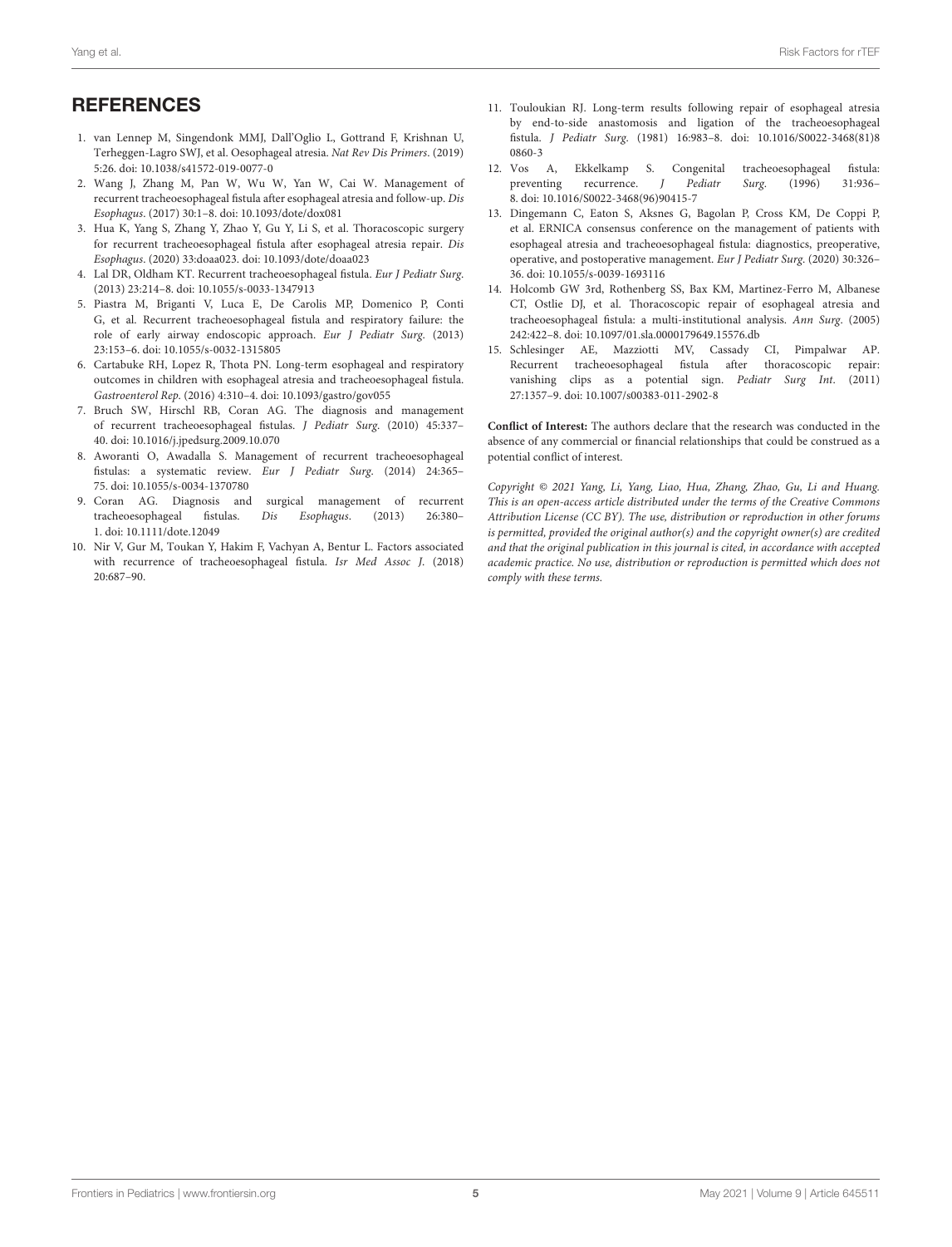## REFERENCES

1. van Lennep M, Singendonk MMJ, Dall'Oglio L, Gottrand F, Krishnan U, Terheggen-Lagro SWJ, et al. Oesophageal atresia. *Nat Rev Dis Primers*. (2019) 5:26. doi: 10.1038/s41572-019-0077-0
2. Wang J, Zhang M, Pan W, Wu W, Yan W, Cai W. Management of recurrent tracheoesophageal fistula after esophageal atresia and follow-up. *Dis Esophagus*. (2017) 30:1–8. doi: 10.1093/dote/dox081
3. Hua K, Yang S, Zhang Y, Zhao Y, Gu Y, Li S, et al. Thoracoscopic surgery for recurrent tracheoesophageal fistula after esophageal atresia repair. *Dis Esophagus*. (2020) 33:doaa023. doi: 10.1093/dote/doaa023
4. Lal DR, Oldham KT. Recurrent tracheoesophageal fistula. *Eur J Pediatr Surg*. (2013) 23:214–8. doi: 10.1055/s-0033-1347913
5. Piastra M, Briganti V, Luca E, De Carolis MP, Domenico P, Conti G, et al. Recurrent tracheoesophageal fistula and respiratory failure: the role of early airway endoscopic approach. *Eur J Pediatr Surg*. (2013) 23:153–6. doi: 10.1055/s-0032-1315805
6. Cartabuke RH, Lopez R, Thota PN. Long-term esophageal and respiratory outcomes in children with esophageal atresia and tracheoesophageal fistula. *Gastroenterol Rep*. (2016) 4:310–4. doi: 10.1093/gastro/gov055
7. Bruch SW, Hirschl RB, Coran AG. The diagnosis and management of recurrent tracheoesophageal fistulas. *J Pediatr Surg*. (2010) 45:337–40. doi: 10.1016/j.jpedsurg.2009.10.070
8. Aworanti O, Awadalla S. Management of recurrent tracheoesophageal fistulas: a systematic review. *Eur J Pediatr Surg*. (2014) 24:365–75. doi: 10.1055/s-0034-1370780
9. Coran AG. Diagnosis and surgical management of recurrent tracheoesophageal fistulas. *Dis Esophagus*. (2013) 26:380–1. doi: 10.1111/dote.12049
10. Nir V, Gur M, Toukan Y, Hakim F, Vachyan A, Bentur L. Factors associated with recurrence of tracheoesophageal fistula. *Isr Med Assoc J*. (2018) 20:687–90.
11. Touloukian RJ. Long-term results following repair of esophageal atresia by end-to-side anastomosis and ligation of the tracheoesophageal fistula. *J Pediatr Surg*. (1981) 16:983–8. doi: 10.1016/S0022-3468(81)80860-3
12. Vos A, Ekkelkamp S. Congenital tracheoesophageal fistula: preventing recurrence. *J Pediatr Surg.* (1996) 31:936–8. doi: 10.1016/S0022-3468(96)90415-7
13. Dingemann C, Eaton S, Aksnes G, Bagolan P, Cross KM, De Coppi P, et al. ERNICA consensus conference on the management of patients with esophageal atresia and tracheoesophageal fistula: diagnostics, preoperative, operative, and postoperative management. *Eur J Pediatr Surg*. (2020) 30:326–36. doi: 10.1055/s-0039-1693116
14. Holcomb GW 3rd, Rothenberg SS, Bax KM, Martinez-Ferro M, Albanese CT, Ostlie DJ, et al. Thoracoscopic repair of esophageal atresia and tracheoesophageal fistula: a multi-institutional analysis. *Ann Surg*. (2005) 242:422–8. doi: 10.1097/01.sla.0000179649.15576.db
15. Schlesinger AE, Mazziotti MV, Cassady CI, Pimpalwar AP. Recurrent tracheoesophageal fistula after thoracoscopic repair: vanishing clips as a potential sign. *Pediatr Surg Int*. (2011) 27:1357–9. doi: 10.1007/s00383-011-2902-8

**Conflict of Interest:** The authors declare that the research was conducted in the absence of any commercial or financial relationships that could be construed as a potential conflict of interest.

*Copyright © 2021 Yang, Li, Yang, Liao, Hua, Zhang, Zhao, Gu, Li and Huang. This is an open-access article distributed under the terms of the Creative Commons Attribution License (CC BY). The use, distribution or reproduction in other forums is permitted, provided the original author(s) and the copyright owner(s) are credited and that the original publication in this journal is cited, in accordance with accepted academic practice. No use, distribution or reproduction is permitted which does not comply with these terms.*